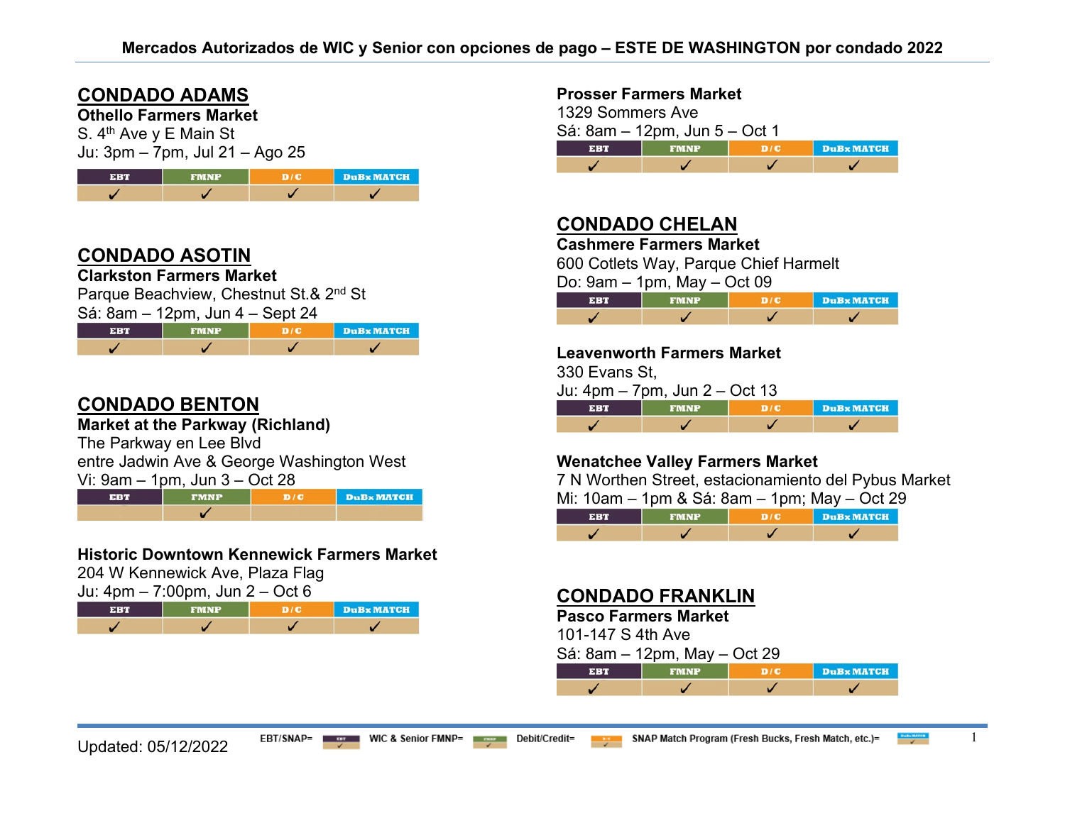# Mercados Autorizados de WIC y Senior con opciones de pago – ESTE DE WASHINGTON por condado 2022

## CONDADO ADAMS

**Othello Farmers Market**
S. 4th Ave y E Main St
Ju: 3pm – 7pm, Jul 21 – Ago 25

| EBT | FMNP | D / C | DuBx MATCH |
|---|---|---|---|
| ✓ | ✓ | ✓ | ✓ |

## CONDADO ASOTIN

**Clarkston Farmers Market**
Parque Beachview, Chestnut St.& 2nd St
Sá: 8am – 12pm, Jun 4 – Sept 24

| EBT | FMNP | D / C | DuBx MATCH |
|---|---|---|---|
| ✓ | ✓ | ✓ | ✓ |

## CONDADO BENTON

**Market at the Parkway (Richland)**
The Parkway en Lee Blvd
entre Jadwin Ave & George Washington West
Vi: 9am – 1pm, Jun 3 – Oct 28

| EBT | FMNP | D / C | DuBx MATCH |
|---|---|---|---|
|  | ✓ |  |  |

**Historic Downtown Kennewick Farmers Market**
204 W Kennewick Ave, Plaza Flag
Ju: 4pm – 7:00pm, Jun 2 – Oct 6

| EBT | FMNP | D / C | DuBx MATCH |
|---|---|---|---|
| ✓ | ✓ | ✓ | ✓ |

**Prosser Farmers Market**
1329 Sommers Ave
Sá: 8am – 12pm, Jun 5 – Oct 1

| EBT | FMNP | D / C | DuBx MATCH |
|---|---|---|---|
| ✓ | ✓ | ✓ | ✓ |

## CONDADO CHELAN

**Cashmere Farmers Market**
600 Cotlets Way, Parque Chief Harmelt
Do: 9am – 1pm, May – Oct 09

| EBT | FMNP | D / C | DuBx MATCH |
|---|---|---|---|
| ✓ | ✓ | ✓ | ✓ |

**Leavenworth Farmers Market**
330 Evans St,
Ju: 4pm – 7pm, Jun 2 – Oct 13

| EBT | FMNP | D / C | DuBx MATCH |
|---|---|---|---|
| ✓ | ✓ | ✓ | ✓ |

**Wenatchee Valley Farmers Market**
7 N Worthen Street, estacionamiento del Pybus Market
Mi: 10am – 1pm & Sá: 8am – 1pm; May – Oct 29

| EBT | FMNP | D / C | DuBx MATCH |
|---|---|---|---|
| ✓ | ✓ | ✓ | ✓ |

## CONDADO FRANKLIN

**Pasco Farmers Market**
101-147 S 4th Ave
Sá: 8am – 12pm, May – Oct 29

| EBT | FMNP | D / C | DuBx MATCH |
|---|---|---|---|
| ✓ | ✓ | ✓ | ✓ |

Updated: 05/12/2022

EBT/SNAP= EBT; WIC & Senior FMNP= FMNP; Debit/Credit= D/C; SNAP Match Program (Fresh Bucks, Fresh Match, etc.)= DuBx MATCH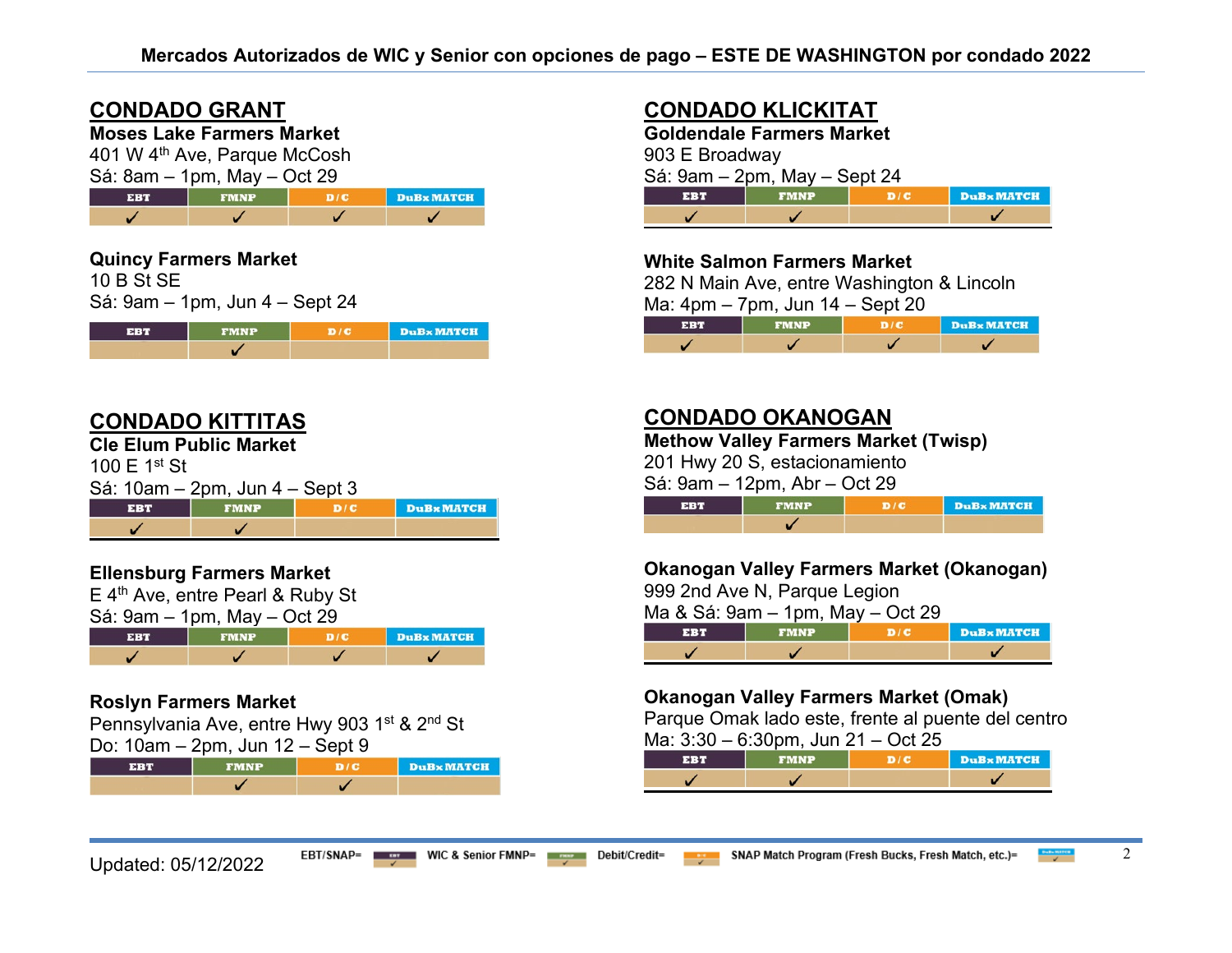# Mercados Autorizados de WIC y Senior con opciones de pago – ESTE DE WASHINGTON por condado 2022

## CONDADO GRANT

**Moses Lake Farmers Market**
401 W 4th Ave, Parque McCosh
Sá: 8am – 1pm, May – Oct 29

| EBT | FMNP | D / C | DuBx MATCH |
|---|---|---|---|
| ✓ | ✓ | ✓ | ✓ |

**Quincy Farmers Market**
10 B St SE
Sá: 9am – 1pm, Jun 4 – Sept 24

| EBT | FMNP | D / C | DuBx MATCH |
|---|---|---|---|
| | ✓ | | |

## CONDADO KITTITAS

**Cle Elum Public Market**
100 E 1st St
Sá: 10am – 2pm, Jun 4 – Sept 3

| EBT | FMNP | D / C | DuBx MATCH |
|---|---|---|---|
| ✓ | ✓ | | |

**Ellensburg Farmers Market**
E 4th Ave, entre Pearl & Ruby St
Sá: 9am – 1pm, May – Oct 29

| EBT | FMNP | D / C | DuBx MATCH |
|---|---|---|---|
| ✓ | ✓ | ✓ | ✓ |

**Roslyn Farmers Market**
Pennsylvania Ave, entre Hwy 903 1st & 2nd St
Do: 10am – 2pm, Jun 12 – Sept 9

| EBT | FMNP | D / C | DuBx MATCH |
|---|---|---|---|
| | ✓ | ✓ | |

## CONDADO KLICKITAT

**Goldendale Farmers Market**
903 E Broadway
Sá: 9am – 2pm, May – Sept 24

| EBT | FMNP | D / C | DuBx MATCH |
|---|---|---|---|
| ✓ | ✓ | | ✓ |

**White Salmon Farmers Market**
282 N Main Ave, entre Washington & Lincoln
Ma: 4pm – 7pm, Jun 14 – Sept 20

| EBT | FMNP | D / C | DuBx MATCH |
|---|---|---|---|
| ✓ | ✓ | ✓ | ✓ |

## CONDADO OKANOGAN

**Methow Valley Farmers Market (Twisp)**
201 Hwy 20 S, estacionamiento
Sá: 9am – 12pm, Abr – Oct 29

| EBT | FMNP | D / C | DuBx MATCH |
|---|---|---|---|
| | ✓ | | |

**Okanogan Valley Farmers Market (Okanogan)**
999 2nd Ave N, Parque Legion
Ma & Sá: 9am – 1pm, May – Oct 29

| EBT | FMNP | D / C | DuBx MATCH |
|---|---|---|---|
| ✓ | ✓ | | ✓ |

**Okanogan Valley Farmers Market (Omak)**
Parque Omak lado este, frente al puente del centro
Ma: 3:30 – 6:30pm, Jun 21 – Oct 25

| EBT | FMNP | D / C | DuBx MATCH |
|---|---|---|---|
| ✓ | ✓ | | ✓ |

Updated: 05/12/2022

EBT/SNAP= EBT ✓ WIC & Senior FMNP= FMNP ✓ Debit/Credit= D/C ✓ SNAP Match Program (Fresh Bucks, Fresh Match, etc.)= DuBx MATCH ✓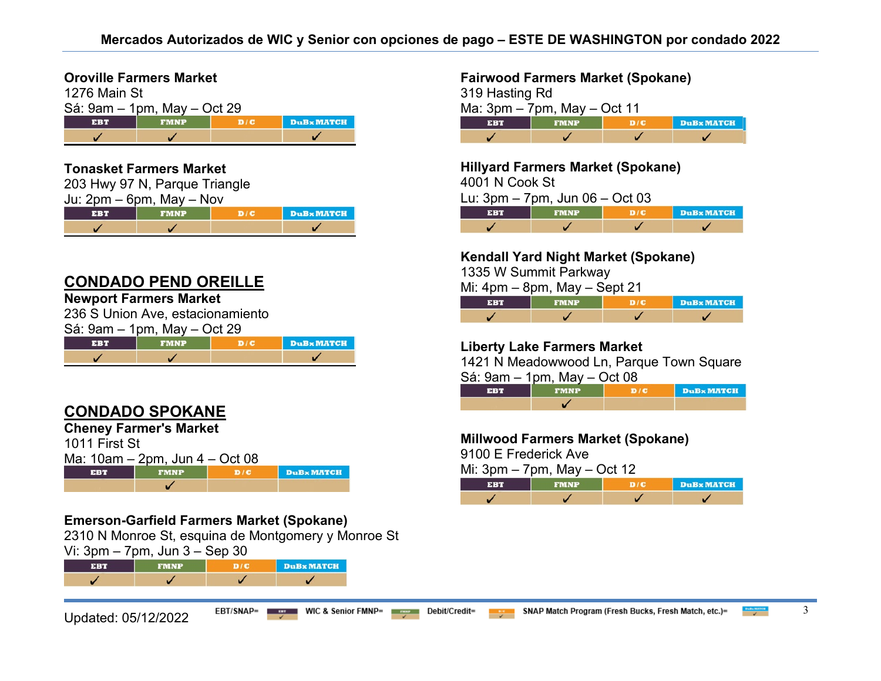# Mercados Autorizados de WIC y Senior con opciones de pago – ESTE DE WASHINGTON por condado 2022

**Oroville Farmers Market**
1276 Main St
Sá: 9am – 1pm, May – Oct 29

| EBT | FMNP | D / C | DuBx MATCH |
|---|---|---|---|
| ✓ | ✓ | | ✓ |

**Tonasket Farmers Market**
203 Hwy 97 N, Parque Triangle
Ju: 2pm – 6pm, May – Nov

| EBT | FMNP | D / C | DuBx MATCH |
|---|---|---|---|
| ✓ | ✓ | | ✓ |

## CONDADO PEND OREILLE

**Newport Farmers Market**
236 S Union Ave, estacionamiento
Sá: 9am – 1pm, May – Oct 29

| EBT | FMNP | D / C | DuBx MATCH |
|---|---|---|---|
| ✓ | ✓ | | ✓ |

## CONDADO SPOKANE

**Cheney Farmer's Market**
1011 First St
Ma: 10am – 2pm, Jun 4 – Oct 08

| EBT | FMNP | D / C | DuBx MATCH |
|---|---|---|---|
| | ✓ | | |

**Emerson-Garfield Farmers Market (Spokane)**
2310 N Monroe St, esquina de Montgomery y Monroe St
Vi: 3pm – 7pm, Jun 3 – Sep 30

| EBT | FMNP | D / C | DuBx MATCH |
|---|---|---|---|
| ✓ | ✓ | ✓ | ✓ |

**Fairwood Farmers Market (Spokane)**
319 Hasting Rd
Ma: 3pm – 7pm, May – Oct 11

| EBT | FMNP | D / C | DuBx MATCH |
|---|---|---|---|
| ✓ | ✓ | ✓ | ✓ |

**Hillyard Farmers Market (Spokane)**
4001 N Cook St
Lu: 3pm – 7pm, Jun 06 – Oct 03

| EBT | FMNP | D / C | DuBx MATCH |
|---|---|---|---|
| ✓ | ✓ | ✓ | ✓ |

**Kendall Yard Night Market (Spokane)**
1335 W Summit Parkway
Mi: 4pm – 8pm, May – Sept 21

| EBT | FMNP | D / C | DuBx MATCH |
|---|---|---|---|
| ✓ | ✓ | ✓ | ✓ |

**Liberty Lake Farmers Market**
1421 N Meadowwood Ln, Parque Town Square
Sá: 9am – 1pm, May – Oct 08

| EBT | FMNP | D / C | DuBx MATCH |
|---|---|---|---|
| | ✓ | | |

**Millwood Farmers Market (Spokane)**
9100 E Frederick Ave
Mi: 3pm – 7pm, May – Oct 12

| EBT | FMNP | D / C | DuBx MATCH |
|---|---|---|---|
| ✓ | ✓ | ✓ | ✓ |

Updated: 05/12/2022

EBT/SNAP= EBT | WIC & Senior FMNP= FMNP | Debit/Credit= D/C | SNAP Match Program (Fresh Bucks, Fresh Match, etc.)= DuBx MATCH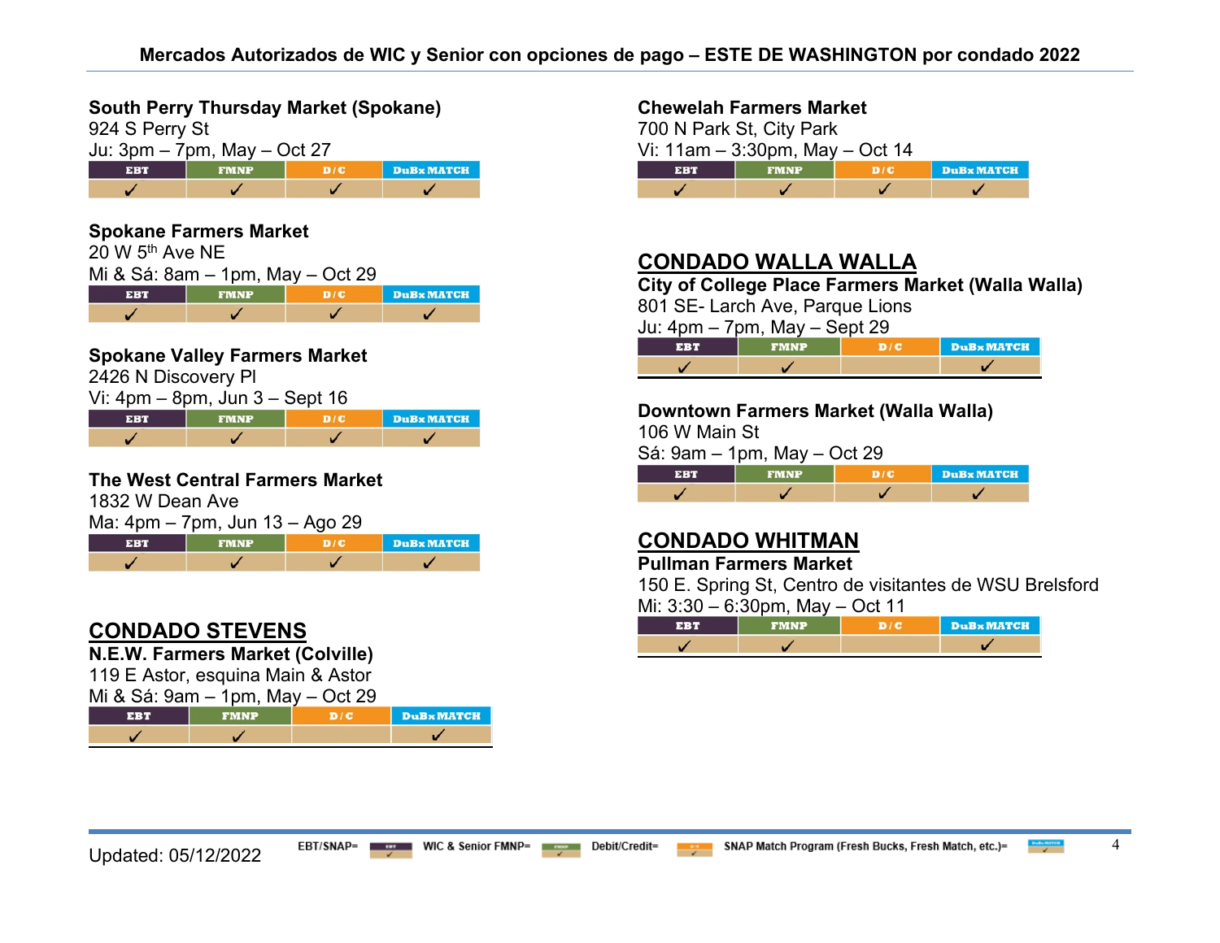## Mercados Autorizados de WIC y Senior con opciones de pago – ESTE DE WASHINGTON por condado 2022

**South Perry Thursday Market (Spokane)**
924 S Perry St
Ju: 3pm – 7pm, May – Oct 27

| EBT | FMNP | D/C | DuBx MATCH |
|---|---|---|---|
| ✓ | ✓ | ✓ | ✓ |

**Spokane Farmers Market**
20 W 5th Ave NE
Mi & Sá: 8am – 1pm, May – Oct 29

| EBT | FMNP | D/C | DuBx MATCH |
|---|---|---|---|
| ✓ | ✓ | ✓ | ✓ |

**Spokane Valley Farmers Market**
2426 N Discovery Pl
Vi: 4pm – 8pm, Jun 3 – Sept 16

| EBT | FMNP | D/C | DuBx MATCH |
|---|---|---|---|
| ✓ | ✓ | ✓ | ✓ |

**The West Central Farmers Market**
1832 W Dean Ave
Ma: 4pm – 7pm, Jun 13 – Ago 29

| EBT | FMNP | D/C | DuBx MATCH |
|---|---|---|---|
| ✓ | ✓ | ✓ | ✓ |

## CONDADO STEVENS

**N.E.W. Farmers Market (Colville)**
119 E Astor, esquina Main & Astor
Mi & Sá: 9am – 1pm, May – Oct 29

| EBT | FMNP | D/C | DuBx MATCH |
|---|---|---|---|
| ✓ | ✓ | | ✓ |

**Chewelah Farmers Market**
700 N Park St, City Park
Vi: 11am – 3:30pm, May – Oct 14

| EBT | FMNP | D/C | DuBx MATCH |
|---|---|---|---|
| ✓ | ✓ | ✓ | ✓ |

## CONDADO WALLA WALLA

**City of College Place Farmers Market (Walla Walla)**
801 SE- Larch Ave, Parque Lions
Ju: 4pm – 7pm, May – Sept 29

| EBT | FMNP | D/C | DuBx MATCH |
|---|---|---|---|
| ✓ | ✓ | | ✓ |

**Downtown Farmers Market (Walla Walla)**
106 W Main St
Sá: 9am – 1pm, May – Oct 29

| EBT | FMNP | D/C | DuBx MATCH |
|---|---|---|---|
| ✓ | ✓ | ✓ | ✓ |

## CONDADO WHITMAN

**Pullman Farmers Market**
150 E. Spring St, Centro de visitantes de WSU Brelsford
Mi: 3:30 – 6:30pm, May – Oct 11

| EBT | FMNP | D/C | DuBx MATCH |
|---|---|---|---|
| ✓ | ✓ | | ✓ |

Updated: 05/12/2022

EBT/SNAP= EBT | WIC & Senior FMNP= FMNP | Debit/Credit= D/C | SNAP Match Program (Fresh Bucks, Fresh Match, etc.)= DuBx MATCH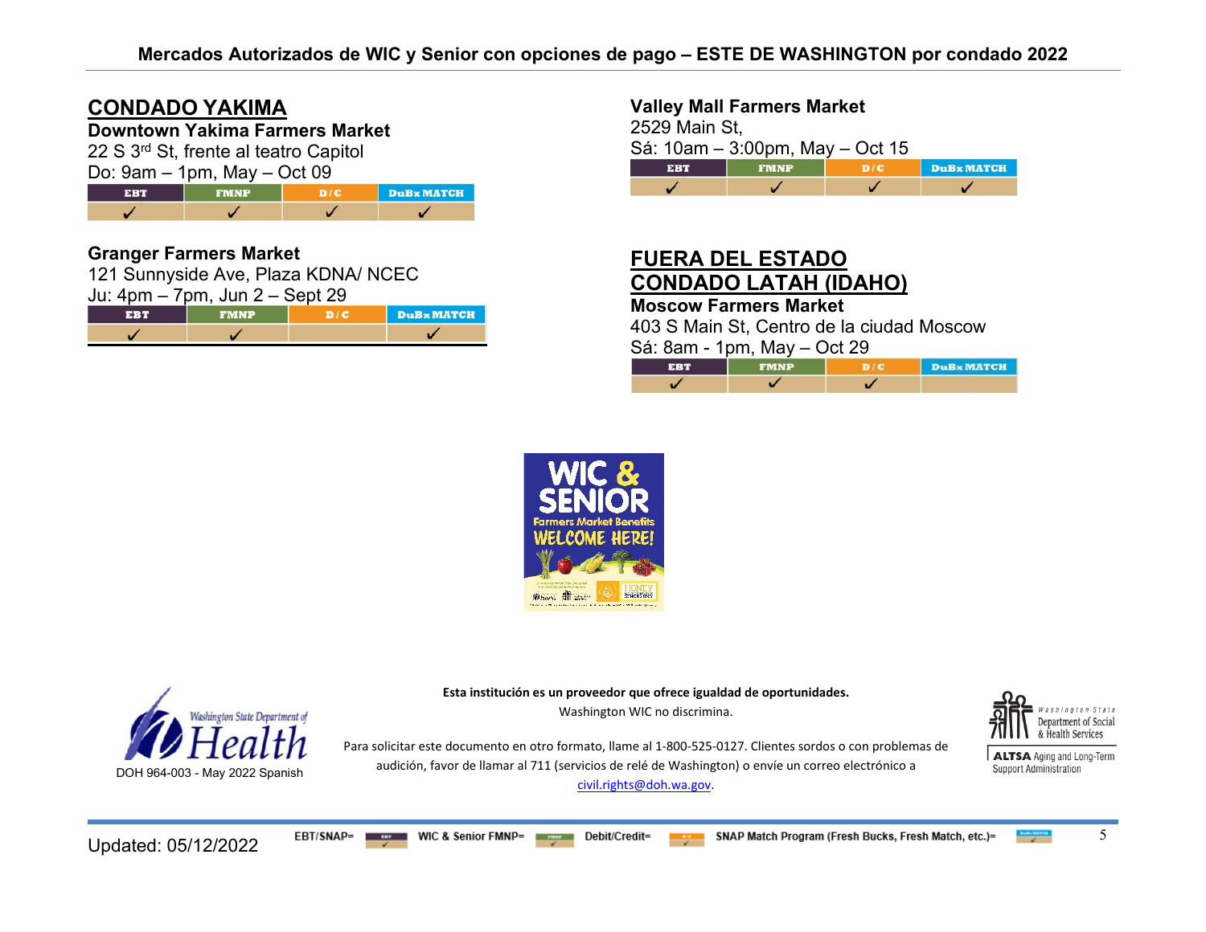## Mercados Autorizados de WIC y Senior con opciones de pago – ESTE DE WASHINGTON por condado 2022

## CONDADO YAKIMA

### Downtown Yakima Farmers Market

22 S 3rd St, frente al teatro Capitol
Do: 9am – 1pm, May – Oct 09

| EBT | FMNP | D / C | DuBx MATCH |
|---|---|---|---|
| ✓ | ✓ | ✓ | ✓ |

### Granger Farmers Market

121 Sunnyside Ave, Plaza KDNA/ NCEC
Ju: 4pm – 7pm, Jun 2 – Sept 29

| EBT | FMNP | D / C | DuBx MATCH |
|---|---|---|---|
| ✓ | ✓ | | ✓ |

### Valley Mall Farmers Market

2529 Main St,
Sá: 10am – 3:00pm, May – Oct 15

| EBT | FMNP | D / C | DuBx MATCH |
|---|---|---|---|
| ✓ | ✓ | ✓ | ✓ |

## FUERA DEL ESTADO
## CONDADO LATAH (IDAHO)

### Moscow Farmers Market

403 S Main St, Centro de la ciudad Moscow
Sá: 8am - 1pm, May – Oct 29

| EBT | FMNP | D / C | DuBx MATCH |
|---|---|---|---|
| ✓ | ✓ | ✓ | |

WIC & SENIOR Farmers Market Benefits WELCOME HERE!

DOH 964-003 - May 2022 Spanish

**Esta institución es un proveedor que ofrece igualdad de oportunidades.**
Washington WIC no discrimina.

Para solicitar este documento en otro formato, llame al 1-800-525-0127. Clientes sordos o con problemas de audición, favor de llamar al 711 (servicios de relé de Washington) o envíe un correo electrónico a civil.rights@doh.wa.gov.

Washington State Department of Social & Health Services
ALTSA Aging and Long-Term Support Administration

Updated: 05/12/2022

EBT/SNAP= EBT | WIC & Senior FMNP= FMNP | Debit/Credit= D/C | SNAP Match Program (Fresh Bucks, Fresh Match, etc.)= DuBx MATCH